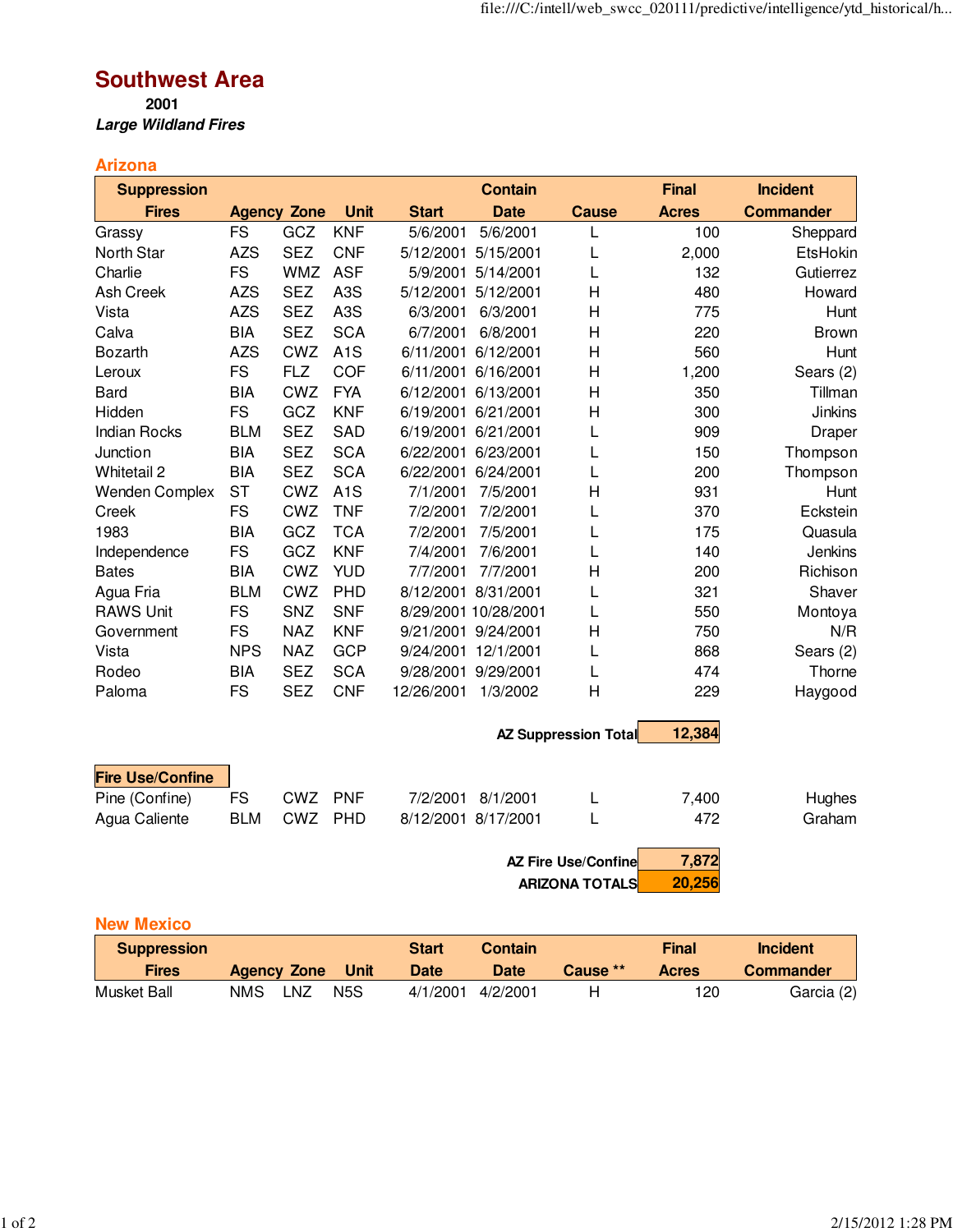# Southwest Area

**2001**

***Large Wildland Fires***

## Arizona

| Suppression Fires | Agency | Zone | Unit | Start | Contain Date | Cause | Final Acres | Incident Commander |
|---|---|---|---|---|---|---|---|---|
| Grassy | FS | GCZ | KNF | 5/6/2001 | 5/6/2001 | L | 100 | Sheppard |
| North Star | AZS | SEZ | CNF | 5/12/2001 | 5/15/2001 | L | 2,000 | EtsHokin |
| Charlie | FS | WMZ | ASF | 5/9/2001 | 5/14/2001 | L | 132 | Gutierrez |
| Ash Creek | AZS | SEZ | A3S | 5/12/2001 | 5/12/2001 | H | 480 | Howard |
| Vista | AZS | SEZ | A3S | 6/3/2001 | 6/3/2001 | H | 775 | Hunt |
| Calva | BIA | SEZ | SCA | 6/7/2001 | 6/8/2001 | H | 220 | Brown |
| Bozarth | AZS | CWZ | A1S | 6/11/2001 | 6/12/2001 | H | 560 | Hunt |
| Leroux | FS | FLZ | COF | 6/11/2001 | 6/16/2001 | H | 1,200 | Sears (2) |
| Bard | BIA | CWZ | FYA | 6/12/2001 | 6/13/2001 | H | 350 | Tillman |
| Hidden | FS | GCZ | KNF | 6/19/2001 | 6/21/2001 | H | 300 | Jinkins |
| Indian Rocks | BLM | SEZ | SAD | 6/19/2001 | 6/21/2001 | L | 909 | Draper |
| Junction | BIA | SEZ | SCA | 6/22/2001 | 6/23/2001 | L | 150 | Thompson |
| Whitetail 2 | BIA | SEZ | SCA | 6/22/2001 | 6/24/2001 | L | 200 | Thompson |
| Wenden Complex | ST | CWZ | A1S | 7/1/2001 | 7/5/2001 | H | 931 | Hunt |
| Creek | FS | CWZ | TNF | 7/2/2001 | 7/2/2001 | L | 370 | Eckstein |
| 1983 | BIA | GCZ | TCA | 7/2/2001 | 7/5/2001 | L | 175 | Quasula |
| Independence | FS | GCZ | KNF | 7/4/2001 | 7/6/2001 | L | 140 | Jenkins |
| Bates | BIA | CWZ | YUD | 7/7/2001 | 7/7/2001 | H | 200 | Richison |
| Agua Fria | BLM | CWZ | PHD | 8/12/2001 | 8/31/2001 | L | 321 | Shaver |
| RAWS Unit | FS | SNZ | SNF | 8/29/2001 | 10/28/2001 | L | 550 | Montoya |
| Government | FS | NAZ | KNF | 9/21/2001 | 9/24/2001 | H | 750 | N/R |
| Vista | NPS | NAZ | GCP | 9/24/2001 | 12/1/2001 | L | 868 | Sears (2) |
| Rodeo | BIA | SEZ | SCA | 9/28/2001 | 9/29/2001 | L | 474 | Thorne |
| Paloma | FS | SEZ | CNF | 12/26/2001 | 1/3/2002 | H | 229 | Haygood |
| | | | | | **AZ Suppression Total** | | **12,384** | |

| Fire Use/Confine | Agency | Zone | Unit | Start | Contain Date | Cause | Final Acres | Incident Commander |
|---|---|---|---|---|---|---|---|---|
| Pine (Confine) | FS | CWZ | PNF | 7/2/2001 | 8/1/2001 | L | 7,400 | Hughes |
| Agua Caliente | BLM | CWZ | PHD | 8/12/2001 | 8/17/2001 | L | 472 | Graham |
| | | | | | **AZ Fire Use/Confine** | | **7,872** | |
| | | | | | **ARIZONA TOTALS** | | **20,256** | |

## New Mexico

| Suppression Fires | Agency | Zone | Unit | Start Date | Contain Date | Cause ** | Final Acres | Incident Commander |
|---|---|---|---|---|---|---|---|---|
| Musket Ball | NMS | LNZ | N5S | 4/1/2001 | 4/2/2001 | H | 120 | Garcia (2) |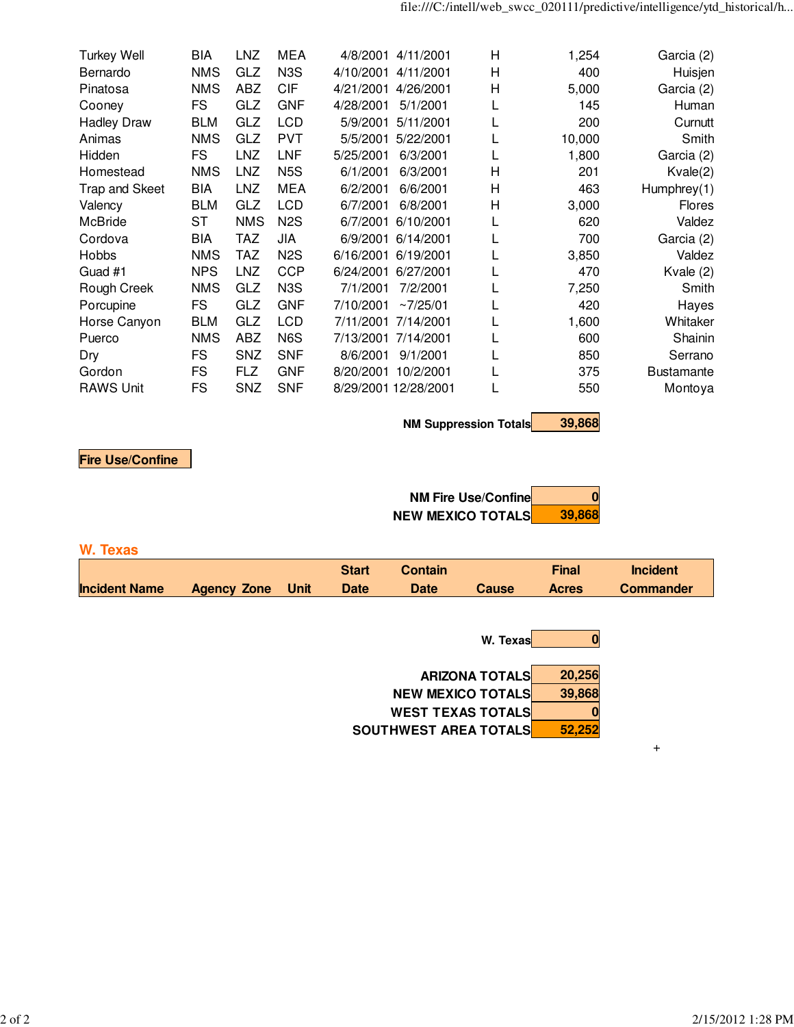| | | | | | | | | |
|---|---|---|---|---|---|---|---|---|
| Turkey Well | BIA | LNZ | MEA | 4/8/2001 | 4/11/2001 | H | 1,254 | Garcia (2) |
| Bernardo | NMS | GLZ | N3S | 4/10/2001 | 4/11/2001 | H | 400 | Huisjen |
| Pinatosa | NMS | ABZ | CIF | 4/21/2001 | 4/26/2001 | H | 5,000 | Garcia (2) |
| Cooney | FS | GLZ | GNF | 4/28/2001 | 5/1/2001 | L | 145 | Human |
| Hadley Draw | BLM | GLZ | LCD | 5/9/2001 | 5/11/2001 | L | 200 | Curnutt |
| Animas | NMS | GLZ | PVT | 5/5/2001 | 5/22/2001 | L | 10,000 | Smith |
| Hidden | FS | LNZ | LNF | 5/25/2001 | 6/3/2001 | L | 1,800 | Garcia (2) |
| Homestead | NMS | LNZ | N5S | 6/1/2001 | 6/3/2001 | H | 201 | Kvale(2) |
| Trap and Skeet | BIA | LNZ | MEA | 6/2/2001 | 6/6/2001 | H | 463 | Humphrey(1) |
| Valency | BLM | GLZ | LCD | 6/7/2001 | 6/8/2001 | H | 3,000 | Flores |
| McBride | ST | NMS | N2S | 6/7/2001 | 6/10/2001 | L | 620 | Valdez |
| Cordova | BIA | TAZ | JIA | 6/9/2001 | 6/14/2001 | L | 700 | Garcia (2) |
| Hobbs | NMS | TAZ | N2S | 6/16/2001 | 6/19/2001 | L | 3,850 | Valdez |
| Guad #1 | NPS | LNZ | CCP | 6/24/2001 | 6/27/2001 | L | 470 | Kvale (2) |
| Rough Creek | NMS | GLZ | N3S | 7/1/2001 | 7/2/2001 | L | 7,250 | Smith |
| Porcupine | FS | GLZ | GNF | 7/10/2001 | ~7/25/01 | L | 420 | Hayes |
| Horse Canyon | BLM | GLZ | LCD | 7/11/2001 | 7/14/2001 | L | 1,600 | Whitaker |
| Puerco | NMS | ABZ | N6S | 7/13/2001 | 7/14/2001 | L | 600 | Shainin |
| Dry | FS | SNZ | SNF | 8/6/2001 | 9/1/2001 | L | 850 | Serrano |
| Gordon | FS | FLZ | GNF | 8/20/2001 | 10/2/2001 | L | 375 | Bustamante |
| RAWS Unit | FS | SNZ | SNF | 8/29/2001 | 12/28/2001 | L | 550 | Montoya |

**NM Suppression Totals** **39,868**

**Fire Use/Confine**

**NM Fire Use/Confine** **0**
**NEW MEXICO TOTALS** **39,868**

## W. Texas

| Incident Name | Agency | Zone | Unit | Start Date | Contain Date | Cause | Final Acres | Incident Commander |
|---|---|---|---|---|---|---|---|---|

**W. Texas** **0**

**ARIZONA TOTALS** **20,256**
**NEW MEXICO TOTALS** **39,868**
**WEST TEXAS TOTALS** **0**
**SOUTHWEST AREA TOTALS** **52,252**

+